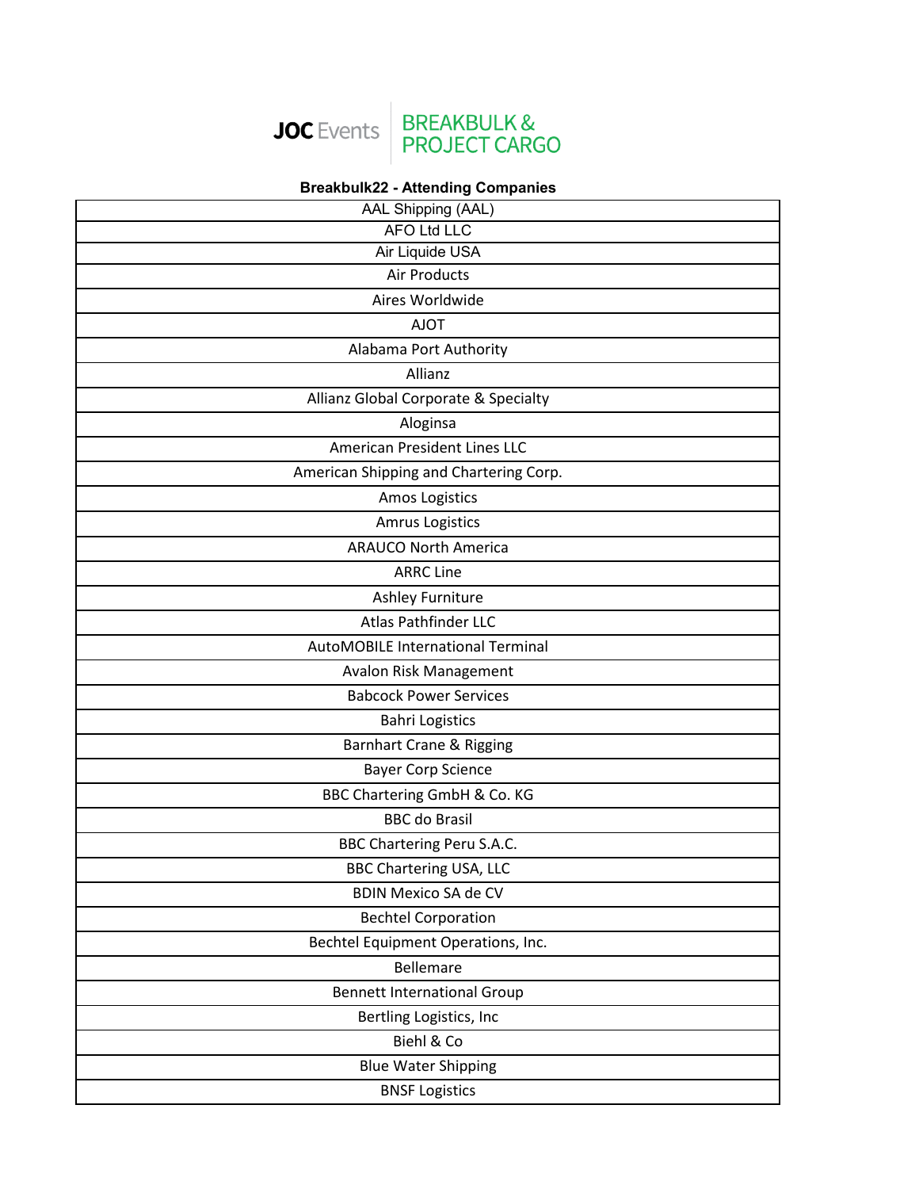JOC Events | BREAKBULK & PROJECT CARGO

**Breakbulk22 - Attending Companies**

| AAL Shipping (AAL) |
|---|
| AFO Ltd LLC |
| Air Liquide USA |
| Air Products |
| Aires Worldwide |
| AJOT |
| Alabama Port Authority |
| Allianz |
| Allianz Global Corporate & Specialty |
| Aloginsa |
| American President Lines LLC |
| American Shipping and Chartering Corp. |
| Amos Logistics |
| Amrus Logistics |
| ARAUCO North America |
| ARRC Line |
| Ashley Furniture |
| Atlas Pathfinder LLC |
| AutoMOBILE International Terminal |
| Avalon Risk Management |
| Babcock Power Services |
| Bahri Logistics |
| Barnhart Crane & Rigging |
| Bayer Corp Science |
| BBC Chartering GmbH & Co. KG |
| BBC do Brasil |
| BBC Chartering Peru S.A.C. |
| BBC Chartering USA, LLC |
| BDIN Mexico SA de CV |
| Bechtel Corporation |
| Bechtel Equipment Operations, Inc. |
| Bellemare |
| Bennett International Group |
| Bertling Logistics, Inc |
| Biehl & Co |
| Blue Water Shipping |
| BNSF Logistics |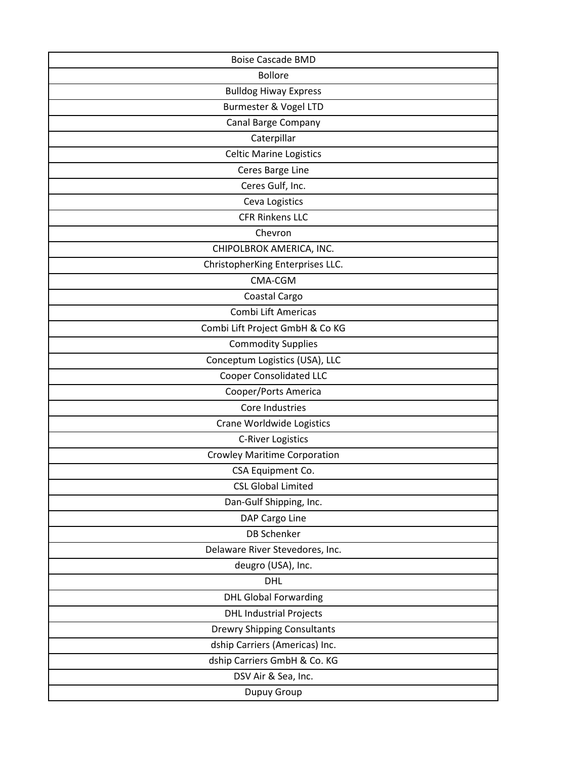| Boise Cascade BMD |
|---|
| Bollore |
| Bulldog Hiway Express |
| Burmester & Vogel LTD |
| Canal Barge Company |
| Caterpillar |
| Celtic Marine Logistics |
| Ceres Barge Line |
| Ceres Gulf, Inc. |
| Ceva Logistics |
| CFR Rinkens LLC |
| Chevron |
| CHIPOLBROK AMERICA, INC. |
| ChristopherKing Enterprises LLC. |
| CMA-CGM |
| Coastal Cargo |
| Combi Lift Americas |
| Combi Lift Project GmbH & Co KG |
| Commodity Supplies |
| Conceptum Logistics (USA), LLC |
| Cooper Consolidated LLC |
| Cooper/Ports America |
| Core Industries |
| Crane Worldwide Logistics |
| C-River Logistics |
| Crowley Maritime Corporation |
| CSA Equipment Co. |
| CSL Global Limited |
| Dan-Gulf Shipping, Inc. |
| DAP Cargo Line |
| DB Schenker |
| Delaware River Stevedores, Inc. |
| deugro (USA), Inc. |
| DHL |
| DHL Global Forwarding |
| DHL Industrial Projects |
| Drewry Shipping Consultants |
| dship Carriers (Americas) Inc. |
| dship Carriers GmbH & Co. KG |
| DSV Air & Sea, Inc. |
| Dupuy Group |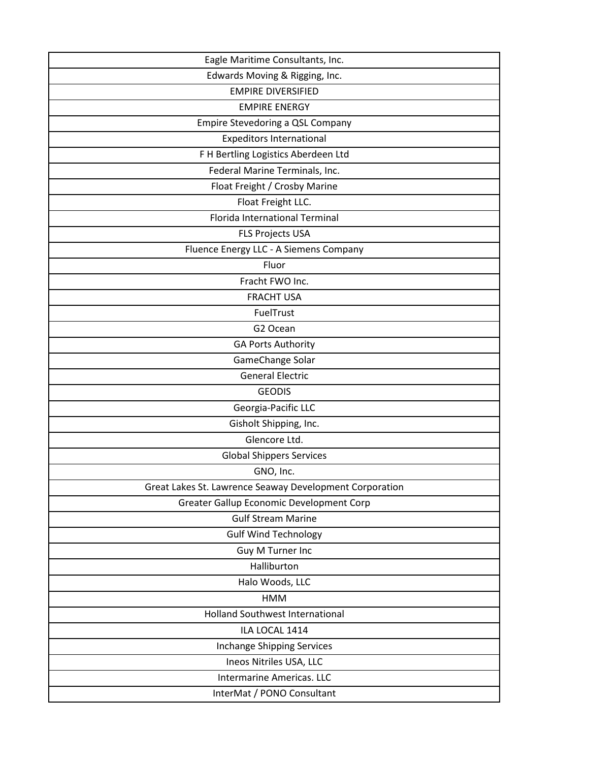| Eagle Maritime Consultants, Inc. |
| --- |
| Edwards Moving & Rigging, Inc. |
| EMPIRE DIVERSIFIED |
| EMPIRE ENERGY |
| Empire Stevedoring a QSL Company |
| Expeditors International |
| F H Bertling Logistics Aberdeen Ltd |
| Federal Marine Terminals, Inc. |
| Float Freight / Crosby Marine |
| Float Freight LLC. |
| Florida International Terminal |
| FLS Projects USA |
| Fluence Energy LLC - A Siemens Company |
| Fluor |
| Fracht FWO Inc. |
| FRACHT USA |
| FuelTrust |
| G2 Ocean |
| GA Ports Authority |
| GameChange Solar |
| General Electric |
| GEODIS |
| Georgia-Pacific LLC |
| Gisholt Shipping, Inc. |
| Glencore Ltd. |
| Global Shippers Services |
| GNO, Inc. |
| Great Lakes St. Lawrence Seaway Development Corporation |
| Greater Gallup Economic Development Corp |
| Gulf Stream Marine |
| Gulf Wind Technology |
| Guy M Turner Inc |
| Halliburton |
| Halo Woods, LLC |
| HMM |
| Holland Southwest International |
| ILA LOCAL 1414 |
| Inchange Shipping Services |
| Ineos Nitriles USA, LLC |
| Intermarine Americas. LLC |
| InterMat / PONO Consultant |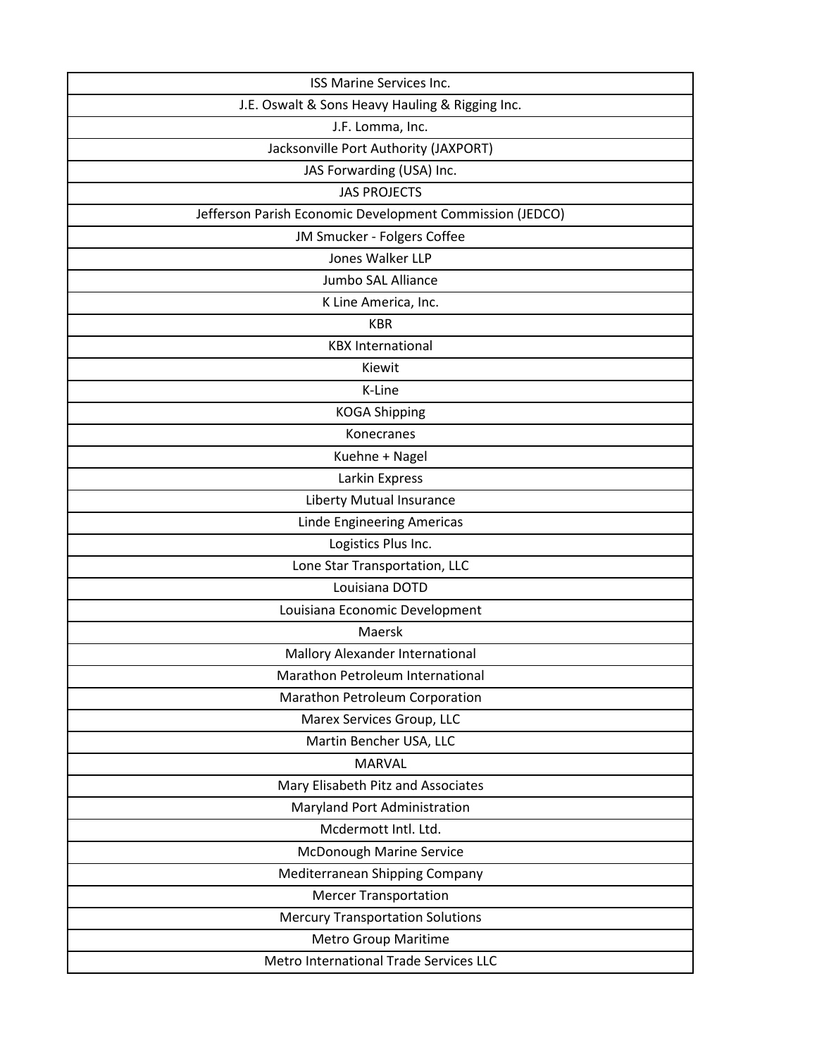| ISS Marine Services Inc. |
| --- |
| J.E. Oswalt & Sons Heavy Hauling & Rigging Inc. |
| J.F. Lomma, Inc. |
| Jacksonville Port Authority (JAXPORT) |
| JAS Forwarding (USA) Inc. |
| JAS PROJECTS |
| Jefferson Parish Economic Development Commission (JEDCO) |
| JM Smucker - Folgers Coffee |
| Jones Walker LLP |
| Jumbo SAL Alliance |
| K Line America, Inc. |
| KBR |
| KBX International |
| Kiewit |
| K-Line |
| KOGA Shipping |
| Konecranes |
| Kuehne + Nagel |
| Larkin Express |
| Liberty Mutual Insurance |
| Linde Engineering Americas |
| Logistics Plus Inc. |
| Lone Star Transportation, LLC |
| Louisiana DOTD |
| Louisiana Economic Development |
| Maersk |
| Mallory Alexander International |
| Marathon Petroleum International |
| Marathon Petroleum Corporation |
| Marex Services Group, LLC |
| Martin Bencher USA, LLC |
| MARVAL |
| Mary Elisabeth Pitz and Associates |
| Maryland Port Administration |
| Mcdermott Intl. Ltd. |
| McDonough Marine Service |
| Mediterranean Shipping Company |
| Mercer Transportation |
| Mercury Transportation Solutions |
| Metro Group Maritime |
| Metro International Trade Services LLC |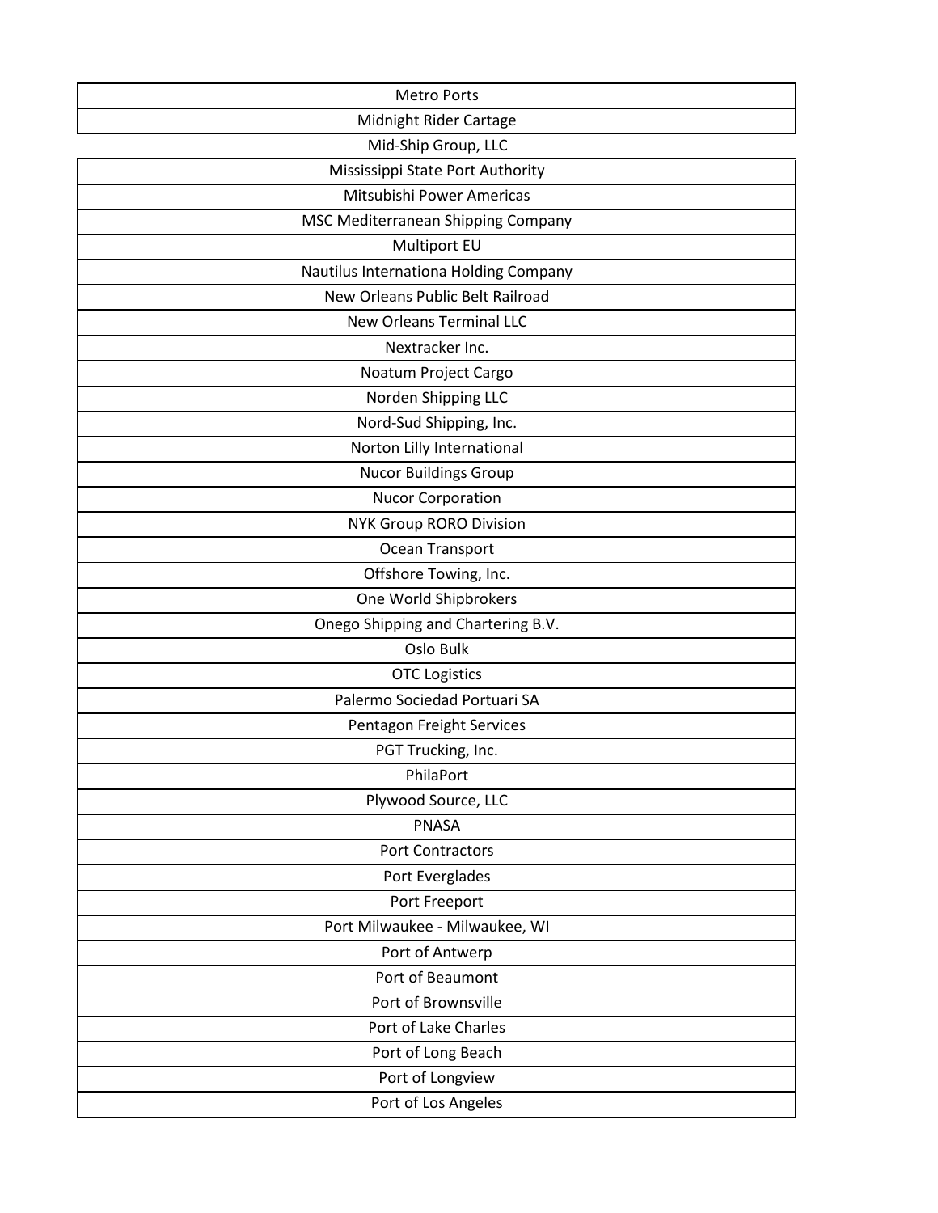| Metro Ports |
|---|
| Midnight Rider Cartage |
| Mid-Ship Group, LLC |
| Mississippi State Port Authority |
| Mitsubishi Power Americas |
| MSC Mediterranean Shipping Company |
| Multiport EU |
| Nautilus Internationa Holding Company |
| New Orleans Public Belt Railroad |
| New Orleans Terminal LLC |
| Nextracker Inc. |
| Noatum Project Cargo |
| Norden Shipping LLC |
| Nord-Sud Shipping, Inc. |
| Norton Lilly International |
| Nucor Buildings Group |
| Nucor Corporation |
| NYK Group RORO Division |
| Ocean Transport |
| Offshore Towing, Inc. |
| One World Shipbrokers |
| Onego Shipping and Chartering B.V. |
| Oslo Bulk |
| OTC Logistics |
| Palermo Sociedad Portuari SA |
| Pentagon Freight Services |
| PGT Trucking, Inc. |
| PhilaPort |
| Plywood Source, LLC |
| PNASA |
| Port Contractors |
| Port Everglades |
| Port Freeport |
| Port Milwaukee - Milwaukee, WI |
| Port of Antwerp |
| Port of Beaumont |
| Port of Brownsville |
| Port of Lake Charles |
| Port of Long Beach |
| Port of Longview |
| Port of Los Angeles |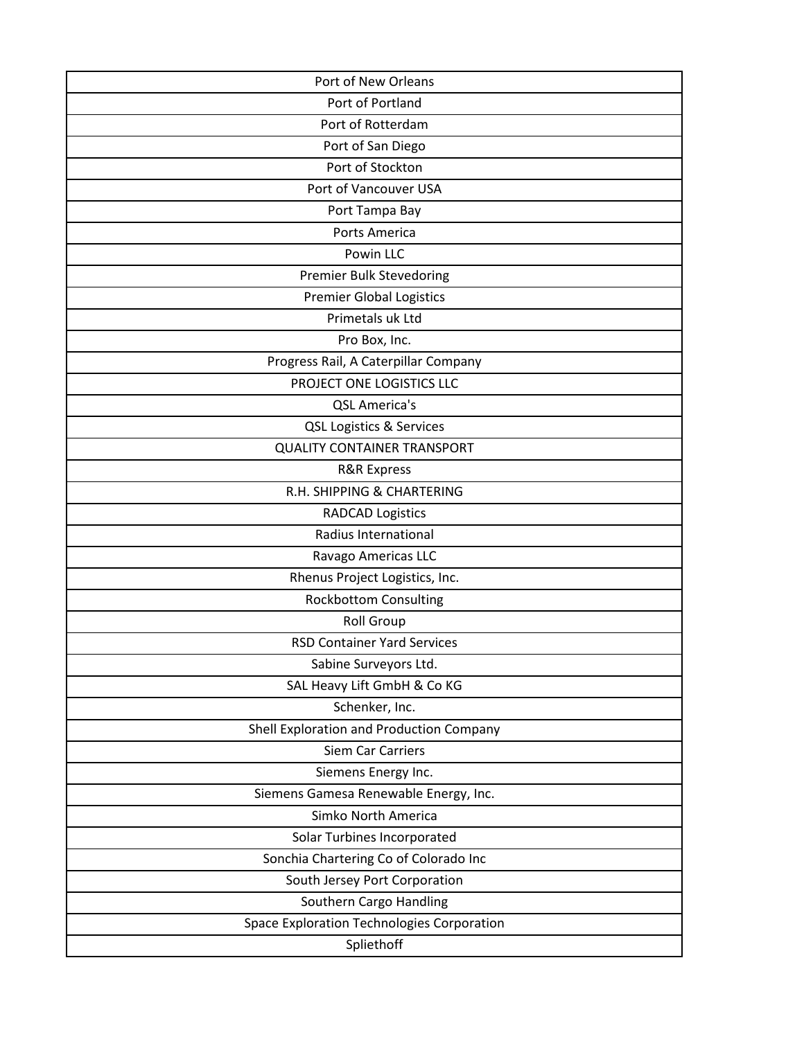| Port of New Orleans |
|---|
| Port of Portland |
| Port of Rotterdam |
| Port of San Diego |
| Port of Stockton |
| Port of Vancouver USA |
| Port Tampa Bay |
| Ports America |
| Powin LLC |
| Premier Bulk Stevedoring |
| Premier Global Logistics |
| Primetals uk Ltd |
| Pro Box, Inc. |
| Progress Rail, A Caterpillar Company |
| PROJECT ONE LOGISTICS LLC |
| QSL America's |
| QSL Logistics & Services |
| QUALITY CONTAINER TRANSPORT |
| R&R Express |
| R.H. SHIPPING & CHARTERING |
| RADCAD Logistics |
| Radius International |
| Ravago Americas LLC |
| Rhenus Project Logistics, Inc. |
| Rockbottom Consulting |
| Roll Group |
| RSD Container Yard Services |
| Sabine Surveyors Ltd. |
| SAL Heavy Lift GmbH & Co KG |
| Schenker, Inc. |
| Shell Exploration and Production Company |
| Siem Car Carriers |
| Siemens Energy Inc. |
| Siemens Gamesa Renewable Energy, Inc. |
| Simko North America |
| Solar Turbines Incorporated |
| Sonchia Chartering Co of Colorado Inc |
| South Jersey Port Corporation |
| Southern Cargo Handling |
| Space Exploration Technologies Corporation |
| Spliethoff |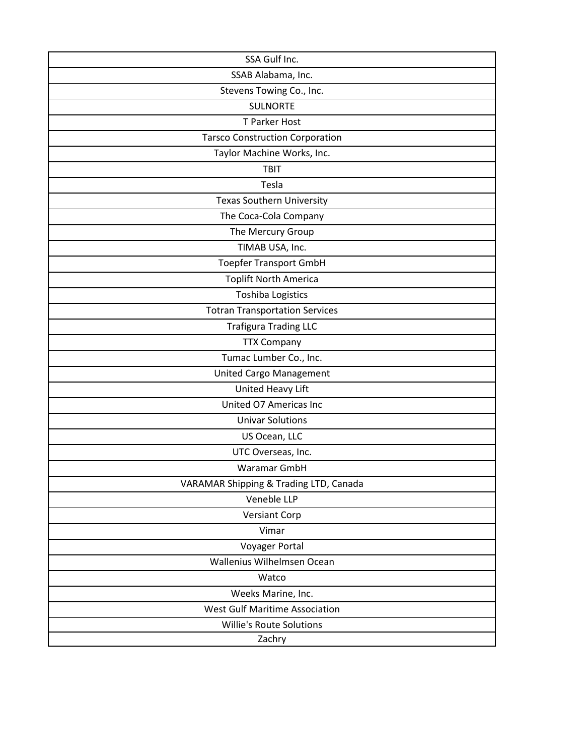| |
|---|
| SSA Gulf Inc. |
| SSAB Alabama, Inc. |
| Stevens Towing Co., Inc. |
| SULNORTE |
| T Parker Host |
| Tarsco Construction Corporation |
| Taylor Machine Works, Inc. |
| TBIT |
| Tesla |
| Texas Southern University |
| The Coca-Cola Company |
| The Mercury Group |
| TIMAB USA, Inc. |
| Toepfer Transport GmbH |
| Toplift North America |
| Toshiba Logistics |
| Totran Transportation Services |
| Trafigura Trading LLC |
| TTX Company |
| Tumac Lumber Co., Inc. |
| United Cargo Management |
| United Heavy Lift |
| United O7 Americas Inc |
| Univar Solutions |
| US Ocean, LLC |
| UTC Overseas, Inc. |
| Waramar GmbH |
| VARAMAR Shipping & Trading LTD, Canada |
| Veneble LLP |
| Versiant Corp |
| Vimar |
| Voyager Portal |
| Wallenius Wilhelmsen Ocean |
| Watco |
| Weeks Marine, Inc. |
| West Gulf Maritime Association |
| Willie's Route Solutions |
| Zachry |